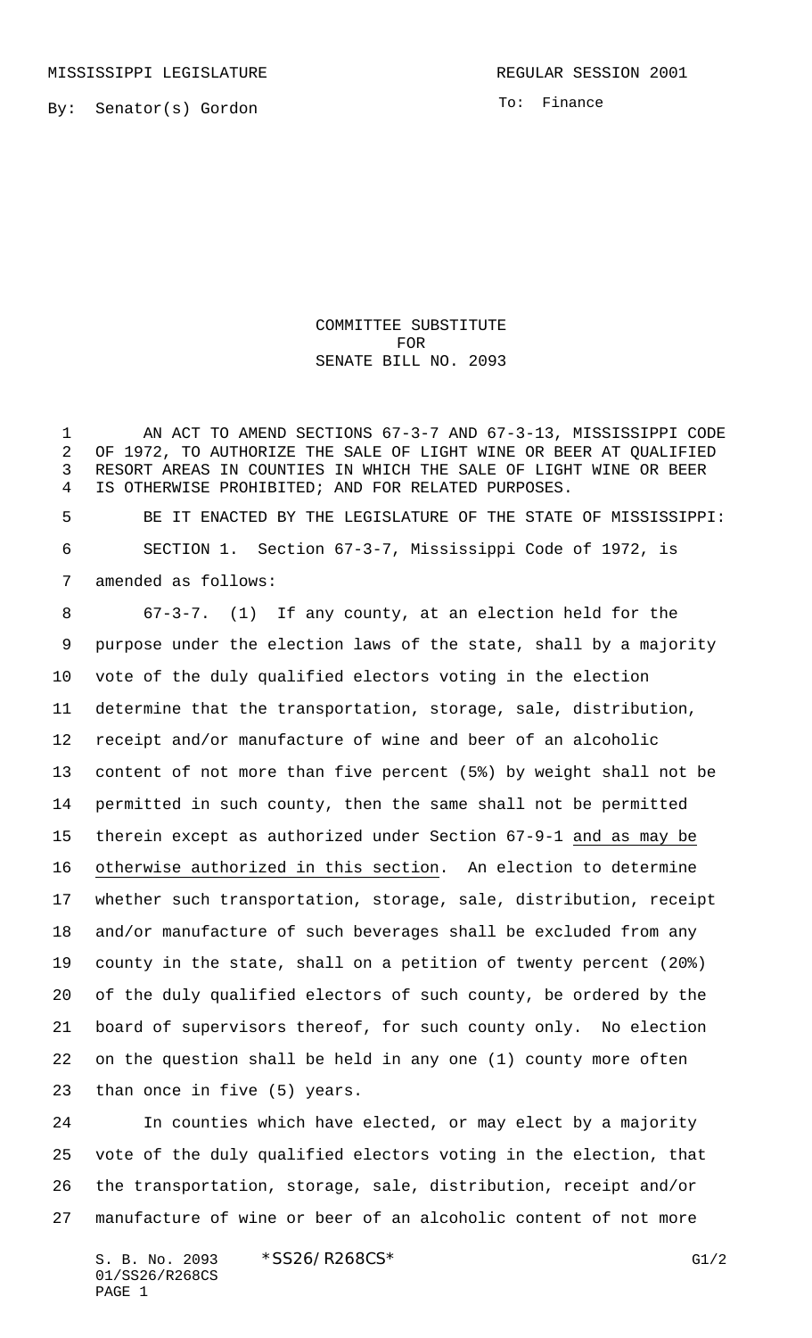MISSISSIPPI LEGISLATURE REGULAR SESSION 2001

By: Senator(s) Gordon

To: Finance

# COMMITTEE SUBSTITUTE
# FOR
# SENATE BILL NO. 2093

AN ACT TO AMEND SECTIONS 67-3-7 AND 67-3-13, MISSISSIPPI CODE OF 1972, TO AUTHORIZE THE SALE OF LIGHT WINE OR BEER AT QUALIFIED RESORT AREAS IN COUNTIES IN WHICH THE SALE OF LIGHT WINE OR BEER IS OTHERWISE PROHIBITED; AND FOR RELATED PURPOSES.

BE IT ENACTED BY THE LEGISLATURE OF THE STATE OF MISSISSIPPI:

SECTION 1. Section 67-3-7, Mississippi Code of 1972, is amended as follows:

67-3-7. (1) If any county, at an election held for the purpose under the election laws of the state, shall by a majority vote of the duly qualified electors voting in the election determine that the transportation, storage, sale, distribution, receipt and/or manufacture of wine and beer of an alcoholic content of not more than five percent (5%) by weight shall not be permitted in such county, then the same shall not be permitted therein except as authorized under Section 67-9-1 <u>and as may be otherwise authorized in this section</u>. An election to determine whether such transportation, storage, sale, distribution, receipt and/or manufacture of such beverages shall be excluded from any county in the state, shall on a petition of twenty percent (20%) of the duly qualified electors of such county, be ordered by the board of supervisors thereof, for such county only. No election on the question shall be held in any one (1) county more often than once in five (5) years.

In counties which have elected, or may elect by a majority vote of the duly qualified electors voting in the election, that the transportation, storage, sale, distribution, receipt and/or manufacture of wine or beer of an alcoholic content of not more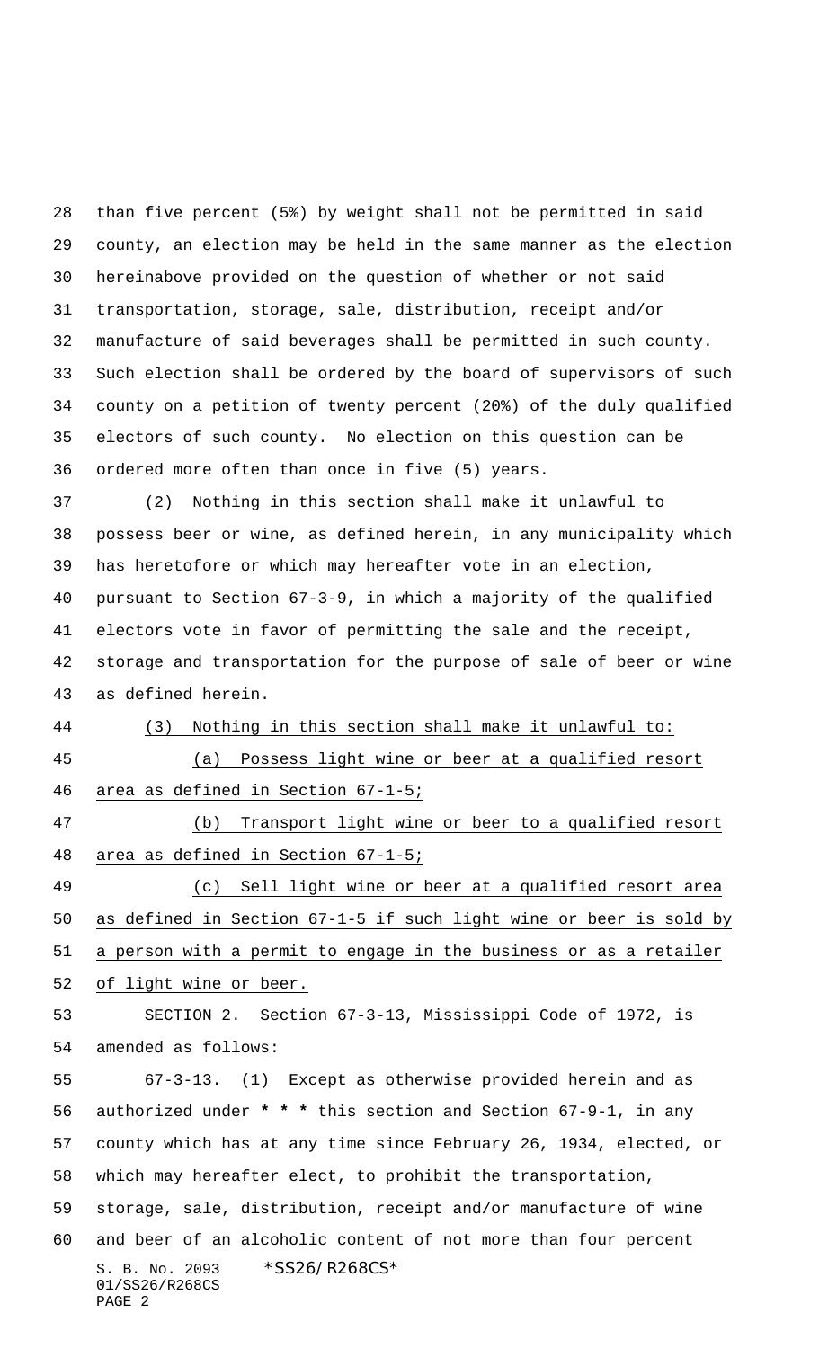than five percent (5%) by weight shall not be permitted in said county, an election may be held in the same manner as the election hereinabove provided on the question of whether or not said transportation, storage, sale, distribution, receipt and/or manufacture of said beverages shall be permitted in such county. Such election shall be ordered by the board of supervisors of such county on a petition of twenty percent (20%) of the duly qualified electors of such county. No election on this question can be ordered more often than once in five (5) years.

(2) Nothing in this section shall make it unlawful to possess beer or wine, as defined herein, in any municipality which has heretofore or which may hereafter vote in an election, pursuant to Section 67-3-9, in which a majority of the qualified electors vote in favor of permitting the sale and the receipt, storage and transportation for the purpose of sale of beer or wine as defined herein.

<u>(3) Nothing in this section shall make it unlawful to:</u>

<u>(a) Possess light wine or beer at a qualified resort area as defined in Section 67-1-5;</u>

<u>(b) Transport light wine or beer to a qualified resort area as defined in Section 67-1-5;</u>

<u>(c) Sell light wine or beer at a qualified resort area as defined in Section 67-1-5 if such light wine or beer is sold by a person with a permit to engage in the business or as a retailer of light wine or beer.</u>

SECTION 2. Section 67-3-13, Mississippi Code of 1972, is amended as follows:

67-3-13. (1) Except as otherwise provided herein and as authorized under **\* \* \*** this section and Section 67-9-1, in any county which has at any time since February 26, 1934, elected, or which may hereafter elect, to prohibit the transportation, storage, sale, distribution, receipt and/or manufacture of wine and beer of an alcoholic content of not more than four percent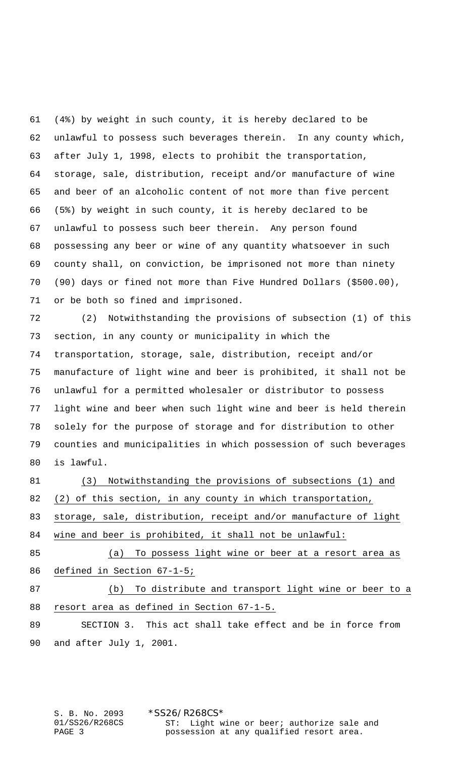(4%) by weight in such county, it is hereby declared to be unlawful to possess such beverages therein. In any county which, after July 1, 1998, elects to prohibit the transportation, storage, sale, distribution, receipt and/or manufacture of wine and beer of an alcoholic content of not more than five percent (5%) by weight in such county, it is hereby declared to be unlawful to possess such beer therein. Any person found possessing any beer or wine of any quantity whatsoever in such county shall, on conviction, be imprisoned not more than ninety (90) days or fined not more than Five Hundred Dollars ($500.00), or be both so fined and imprisoned.

(2) Notwithstanding the provisions of subsection (1) of this section, in any county or municipality in which the transportation, storage, sale, distribution, receipt and/or manufacture of light wine and beer is prohibited, it shall not be unlawful for a permitted wholesaler or distributor to possess light wine and beer when such light wine and beer is held therein solely for the purpose of storage and for distribution to other counties and municipalities in which possession of such beverages is lawful.

<u>(3) Notwithstanding the provisions of subsections (1) and (2) of this section, in any county in which transportation, storage, sale, distribution, receipt and/or manufacture of light wine and beer is prohibited, it shall not be unlawful:</u>

<u>(a) To possess light wine or beer at a resort area as defined in Section 67-1-5;</u>

<u>(b) To distribute and transport light wine or beer to a resort area as defined in Section 67-1-5.</u>

SECTION 3. This act shall take effect and be in force from and after July 1, 2001.

ST: Light wine or beer; authorize sale and possession at any qualified resort area.